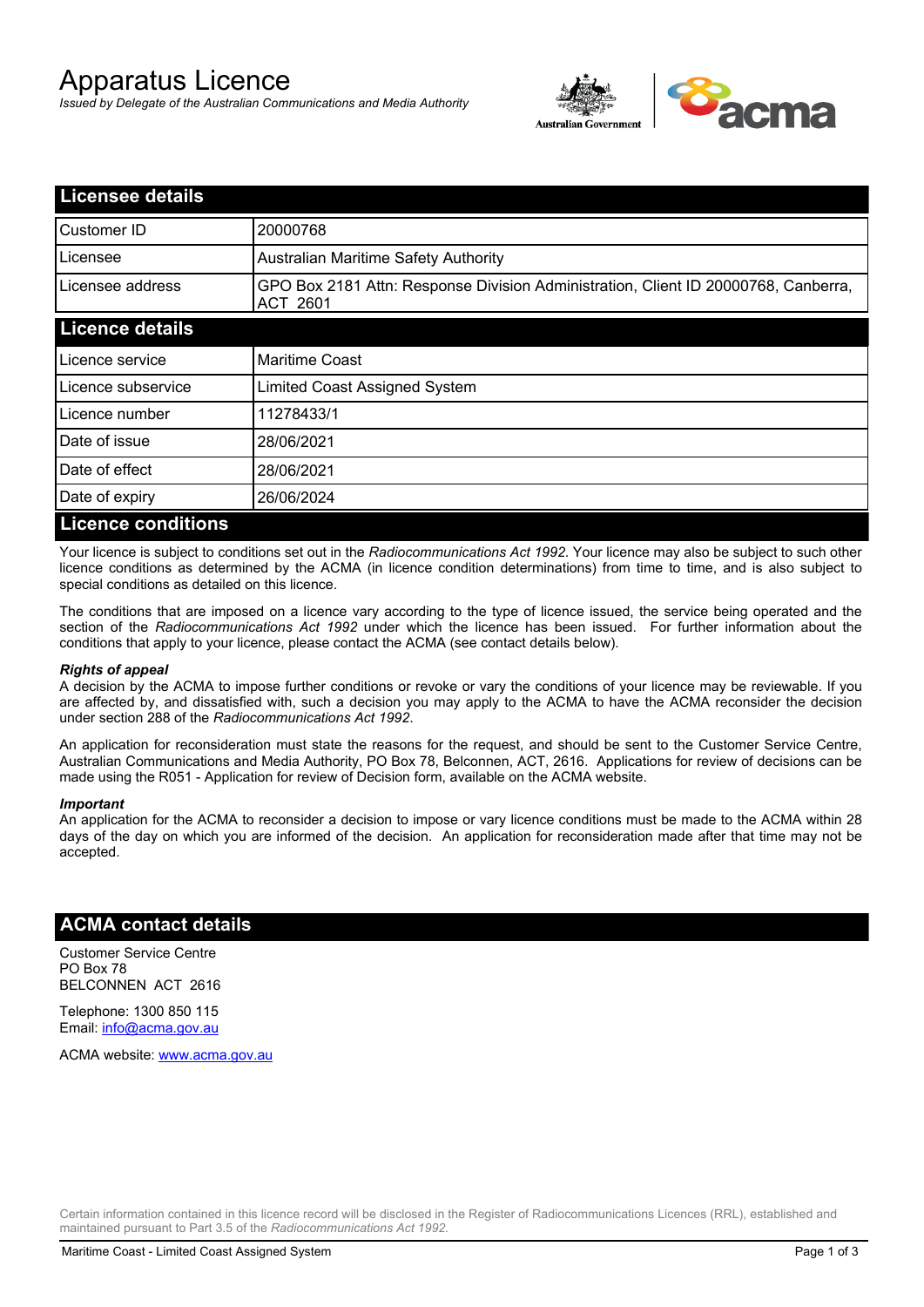# Apparatus Licence

*Issued by Delegate of the Australian Communications and Media Authority*

## Licensee details

| | |
|---|---|
| Customer ID | 20000768 |
| Licensee | Australian Maritime Safety Authority |
| Licensee address | GPO Box 2181 Attn: Response Division Administration, Client ID 20000768, Canberra, ACT 2601 |

## Licence details

| | |
|---|---|
| Licence service | Maritime Coast |
| Licence subservice | Limited Coast Assigned System |
| Licence number | 11278433/1 |
| Date of issue | 28/06/2021 |
| Date of effect | 28/06/2021 |
| Date of expiry | 26/06/2024 |

## Licence conditions

Your licence is subject to conditions set out in the *Radiocommunications Act 1992*. Your licence may also be subject to such other licence conditions as determined by the ACMA (in licence condition determinations) from time to time, and is also subject to special conditions as detailed on this licence.

The conditions that are imposed on a licence vary according to the type of licence issued, the service being operated and the section of the *Radiocommunications Act 1992* under which the licence has been issued. For further information about the conditions that apply to your licence, please contact the ACMA (see contact details below).

***Rights of appeal***

A decision by the ACMA to impose further conditions or revoke or vary the conditions of your licence may be reviewable. If you are affected by, and dissatisfied with, such a decision you may apply to the ACMA to have the ACMA reconsider the decision under section 288 of the *Radiocommunications Act 1992*.

An application for reconsideration must state the reasons for the request, and should be sent to the Customer Service Centre, Australian Communications and Media Authority, PO Box 78, Belconnen, ACT, 2616. Applications for review of decisions can be made using the R051 - Application for review of Decision form, available on the ACMA website.

***Important***

An application for the ACMA to reconsider a decision to impose or vary licence conditions must be made to the ACMA within 28 days of the day on which you are informed of the decision. An application for reconsideration made after that time may not be accepted.

## ACMA contact details

Customer Service Centre
PO Box 78
BELCONNEN ACT 2616

Telephone: 1300 850 115
Email: info@acma.gov.au

ACMA website: www.acma.gov.au

Certain information contained in this licence record will be disclosed in the Register of Radiocommunications Licences (RRL), established and maintained pursuant to Part 3.5 of the *Radiocommunications Act 1992.*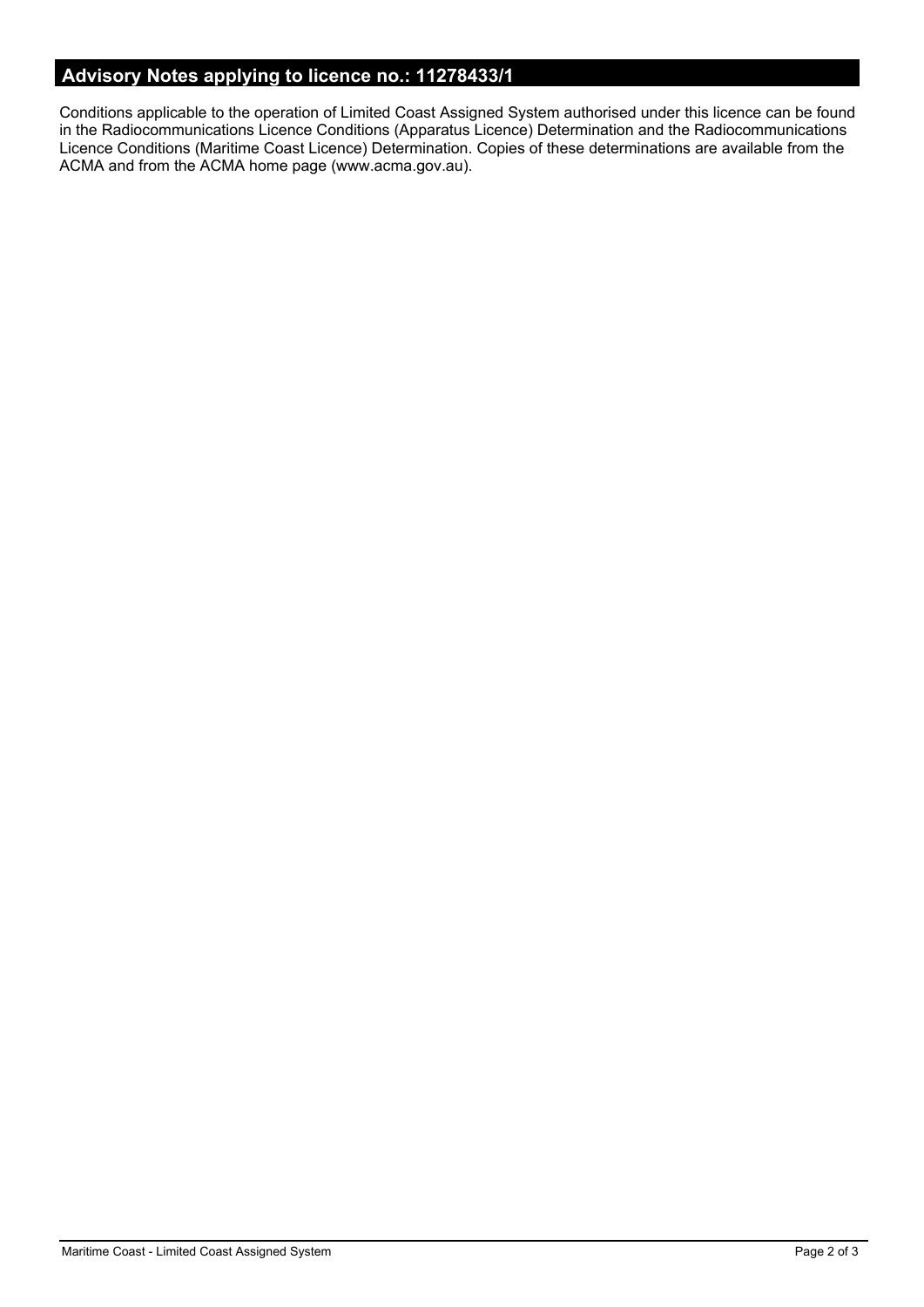## Advisory Notes applying to licence no.: 11278433/1

Conditions applicable to the operation of Limited Coast Assigned System authorised under this licence can be found in the Radiocommunications Licence Conditions (Apparatus Licence) Determination and the Radiocommunications Licence Conditions (Maritime Coast Licence) Determination. Copies of these determinations are available from the ACMA and from the ACMA home page (www.acma.gov.au).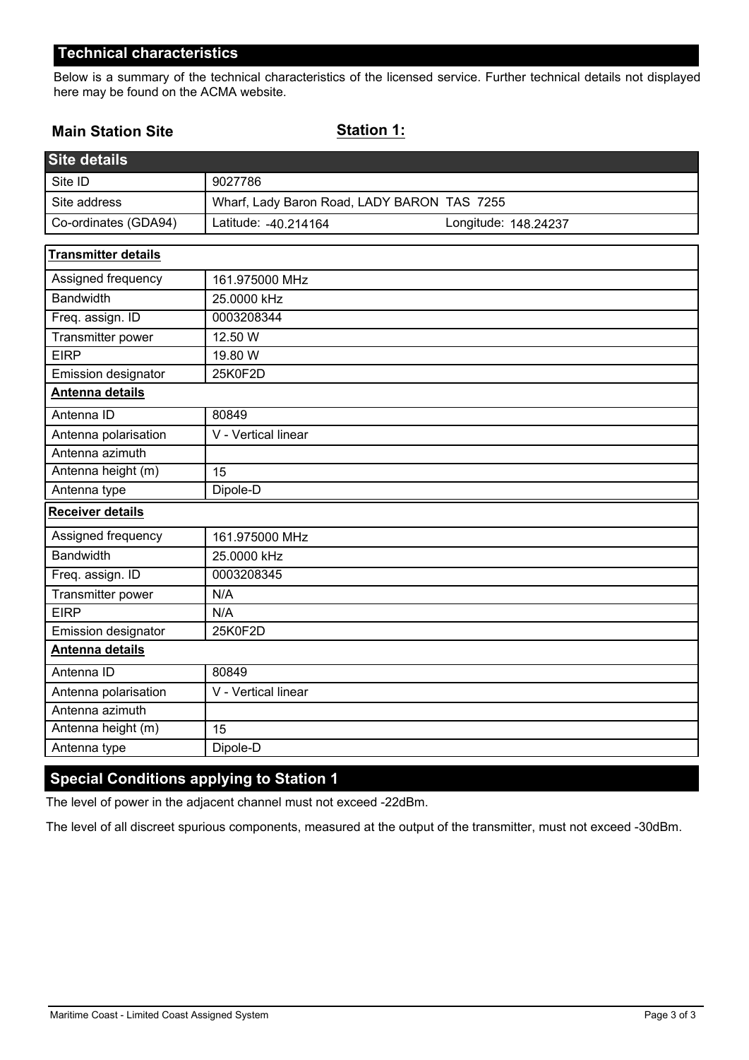## Technical characteristics

Below is a summary of the technical characteristics of the licensed service. Further technical details not displayed here may be found on the ACMA website.

**Main Station Site** **Station 1:**

| Site details | |
|---|---|
| Site ID | 9027786 |
| Site address | Wharf, Lady Baron Road, LADY BARON TAS 7255 |
| Co-ordinates (GDA94) | Latitude: -40.214164 Longitude: 148.24237 |

| **Transmitter details** | |
|---|---|
| Assigned frequency | 161.975000 MHz |
| Bandwidth | 25.0000 kHz |
| Freq. assign. ID | 0003208344 |
| Transmitter power | 12.50 W |
| EIRP | 19.80 W |
| Emission designator | 25K0F2D |
| **Antenna details** | |
| Antenna ID | 80849 |
| Antenna polarisation | V - Vertical linear |
| Antenna azimuth | |
| Antenna height (m) | 15 |
| Antenna type | Dipole-D |
| **Receiver details** | |
| Assigned frequency | 161.975000 MHz |
| Bandwidth | 25.0000 kHz |
| Freq. assign. ID | 0003208345 |
| Transmitter power | N/A |
| EIRP | N/A |
| Emission designator | 25K0F2D |
| **Antenna details** | |
| Antenna ID | 80849 |
| Antenna polarisation | V - Vertical linear |
| Antenna azimuth | |
| Antenna height (m) | 15 |
| Antenna type | Dipole-D |

## Special Conditions applying to Station 1

The level of power in the adjacent channel must not exceed -22dBm.

The level of all discreet spurious components, measured at the output of the transmitter, must not exceed -30dBm.